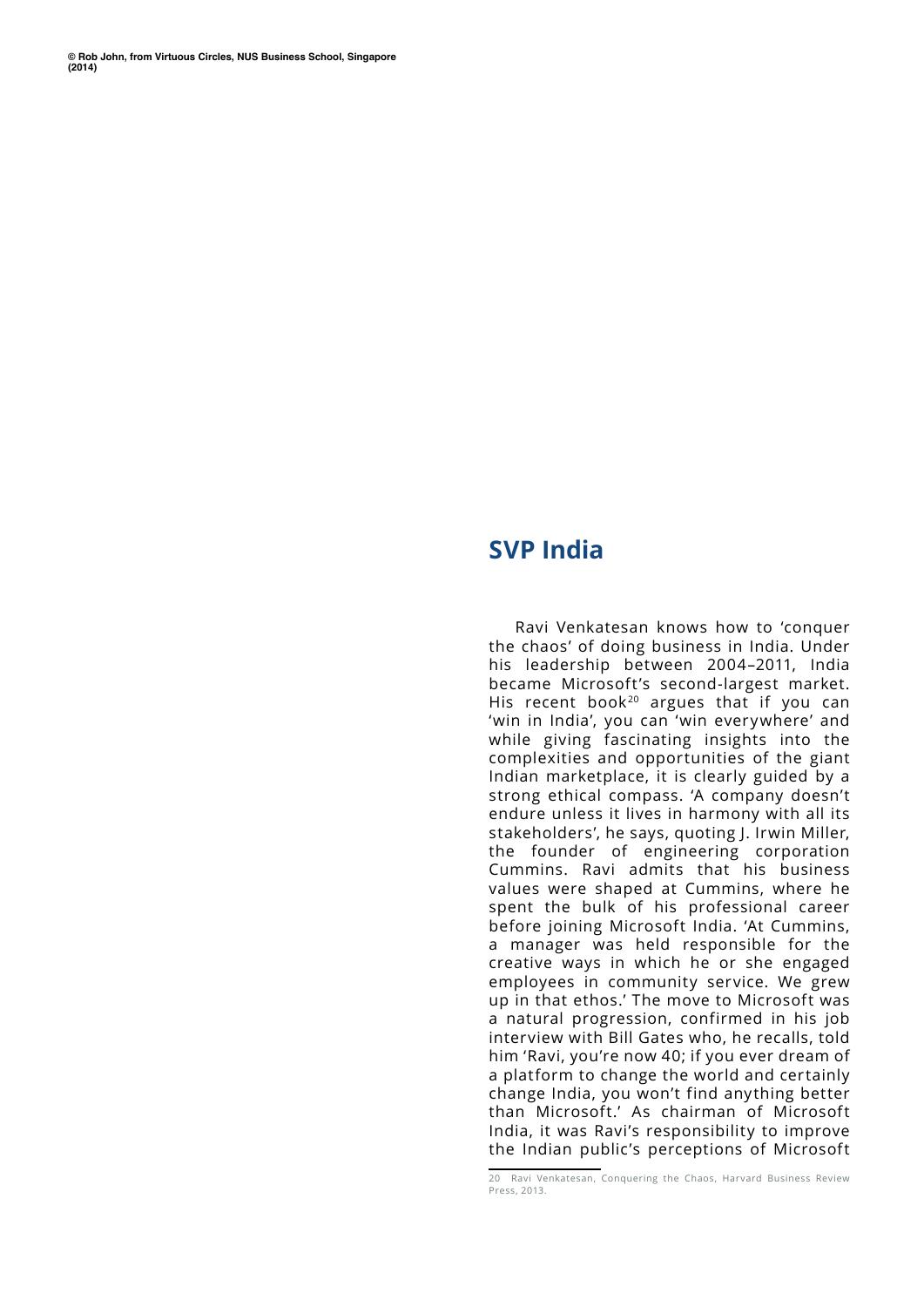© Rob John, from Virtuous Circles, NUS Business School, Singapore (2014)

## SVP India

Ravi Venkatesan knows how to 'conquer the chaos' of doing business in India. Under his leadership between 2004–2011, India became Microsoft's second-largest market. His recent book[20] argues that if you can 'win in India', you can 'win everywhere' and while giving fascinating insights into the complexities and opportunities of the giant Indian marketplace, it is clearly guided by a strong ethical compass. 'A company doesn't endure unless it lives in harmony with all its stakeholders', he says, quoting J. Irwin Miller, the founder of engineering corporation Cummins. Ravi admits that his business values were shaped at Cummins, where he spent the bulk of his professional career before joining Microsoft India. 'At Cummins, a manager was held responsible for the creative ways in which he or she engaged employees in community service. We grew up in that ethos.' The move to Microsoft was a natural progression, confirmed in his job interview with Bill Gates who, he recalls, told him 'Ravi, you're now 40; if you ever dream of a platform to change the world and certainly change India, you won't find anything better than Microsoft.' As chairman of Microsoft India, it was Ravi's responsibility to improve the Indian public's perceptions of Microsoft

20 Ravi Venkatesan, Conquering the Chaos, Harvard Business Review Press, 2013.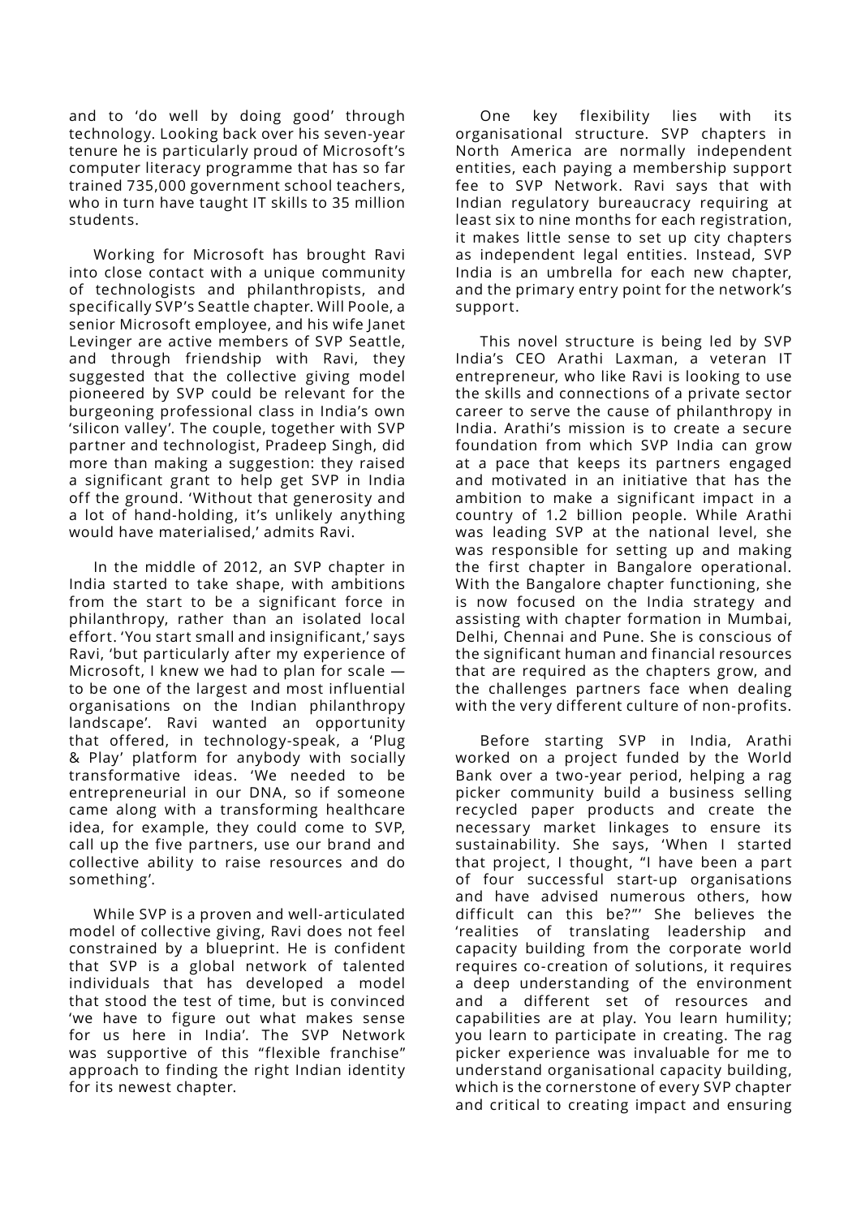and to 'do well by doing good' through technology. Looking back over his seven-year tenure he is particularly proud of Microsoft's computer literacy programme that has so far trained 735,000 government school teachers, who in turn have taught IT skills to 35 million students.

Working for Microsoft has brought Ravi into close contact with a unique community of technologists and philanthropists, and specifically SVP's Seattle chapter. Will Poole, a senior Microsoft employee, and his wife Janet Levinger are active members of SVP Seattle, and through friendship with Ravi, they suggested that the collective giving model pioneered by SVP could be relevant for the burgeoning professional class in India's own 'silicon valley'. The couple, together with SVP partner and technologist, Pradeep Singh, did more than making a suggestion: they raised a significant grant to help get SVP in India off the ground. 'Without that generosity and a lot of hand-holding, it's unlikely anything would have materialised,' admits Ravi.

In the middle of 2012, an SVP chapter in India started to take shape, with ambitions from the start to be a significant force in philanthropy, rather than an isolated local effort. 'You start small and insignificant,' says Ravi, 'but particularly after my experience of Microsoft, I knew we had to plan for scale — to be one of the largest and most influential organisations on the Indian philanthropy landscape'. Ravi wanted an opportunity that offered, in technology-speak, a 'Plug & Play' platform for anybody with socially transformative ideas. 'We needed to be entrepreneurial in our DNA, so if someone came along with a transforming healthcare idea, for example, they could come to SVP, call up the five partners, use our brand and collective ability to raise resources and do something'.

While SVP is a proven and well-articulated model of collective giving, Ravi does not feel constrained by a blueprint. He is confident that SVP is a global network of talented individuals that has developed a model that stood the test of time, but is convinced 'we have to figure out what makes sense for us here in India'. The SVP Network was supportive of this "flexible franchise" approach to finding the right Indian identity for its newest chapter.

One key flexibility lies with its organisational structure. SVP chapters in North America are normally independent entities, each paying a membership support fee to SVP Network. Ravi says that with Indian regulatory bureaucracy requiring at least six to nine months for each registration, it makes little sense to set up city chapters as independent legal entities. Instead, SVP India is an umbrella for each new chapter, and the primary entry point for the network's support.

This novel structure is being led by SVP India's CEO Arathi Laxman, a veteran IT entrepreneur, who like Ravi is looking to use the skills and connections of a private sector career to serve the cause of philanthropy in India. Arathi's mission is to create a secure foundation from which SVP India can grow at a pace that keeps its partners engaged and motivated in an initiative that has the ambition to make a significant impact in a country of 1.2 billion people. While Arathi was leading SVP at the national level, she was responsible for setting up and making the first chapter in Bangalore operational. With the Bangalore chapter functioning, she is now focused on the India strategy and assisting with chapter formation in Mumbai, Delhi, Chennai and Pune. She is conscious of the significant human and financial resources that are required as the chapters grow, and the challenges partners face when dealing with the very different culture of non-profits.

Before starting SVP in India, Arathi worked on a project funded by the World Bank over a two-year period, helping a rag picker community build a business selling recycled paper products and create the necessary market linkages to ensure its sustainability. She says, 'When I started that project, I thought, "I have been a part of four successful start-up organisations and have advised numerous others, how difficult can this be?"' She believes the 'realities of translating leadership and capacity building from the corporate world requires co-creation of solutions, it requires a deep understanding of the environment and a different set of resources and capabilities are at play. You learn humility; you learn to participate in creating. The rag picker experience was invaluable for me to understand organisational capacity building, which is the cornerstone of every SVP chapter and critical to creating impact and ensuring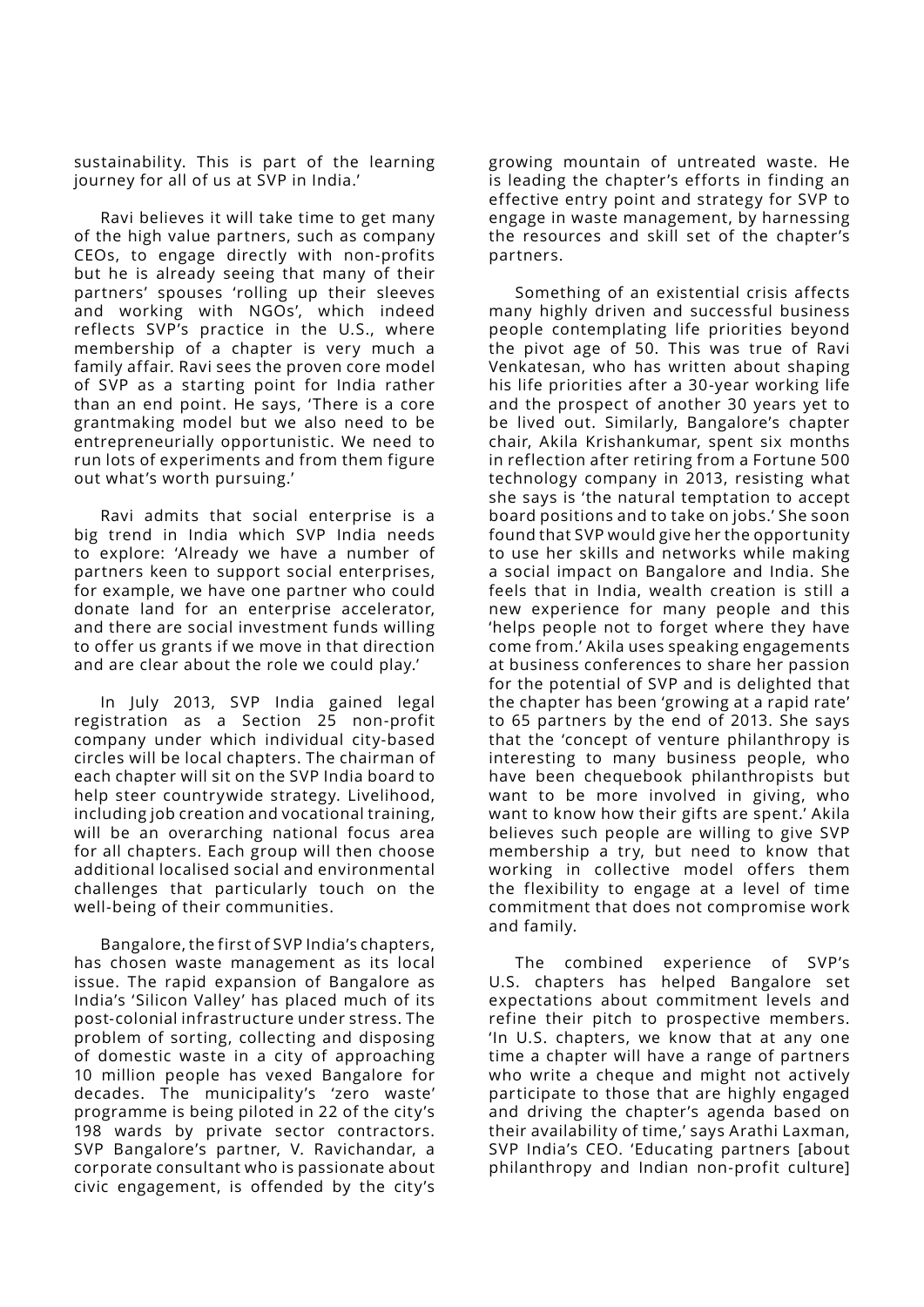sustainability. This is part of the learning journey for all of us at SVP in India.'

Ravi believes it will take time to get many of the high value partners, such as company CEOs, to engage directly with non-profits but he is already seeing that many of their partners' spouses 'rolling up their sleeves and working with NGOs', which indeed reflects SVP's practice in the U.S., where membership of a chapter is very much a family affair. Ravi sees the proven core model of SVP as a starting point for India rather than an end point. He says, 'There is a core grantmaking model but we also need to be entrepreneurially opportunistic. We need to run lots of experiments and from them figure out what's worth pursuing.'

Ravi admits that social enterprise is a big trend in India which SVP India needs to explore: 'Already we have a number of partners keen to support social enterprises, for example, we have one partner who could donate land for an enterprise accelerator, and there are social investment funds willing to offer us grants if we move in that direction and are clear about the role we could play.'

In July 2013, SVP India gained legal registration as a Section 25 non-profit company under which individual city-based circles will be local chapters. The chairman of each chapter will sit on the SVP India board to help steer countrywide strategy. Livelihood, including job creation and vocational training, will be an overarching national focus area for all chapters. Each group will then choose additional localised social and environmental challenges that particularly touch on the well-being of their communities.

Bangalore, the first of SVP India's chapters, has chosen waste management as its local issue. The rapid expansion of Bangalore as India's 'Silicon Valley' has placed much of its post-colonial infrastructure under stress. The problem of sorting, collecting and disposing of domestic waste in a city of approaching 10 million people has vexed Bangalore for decades. The municipality's 'zero waste' programme is being piloted in 22 of the city's 198 wards by private sector contractors. SVP Bangalore's partner, V. Ravichandar, a corporate consultant who is passionate about civic engagement, is offended by the city's growing mountain of untreated waste. He is leading the chapter's efforts in finding an effective entry point and strategy for SVP to engage in waste management, by harnessing the resources and skill set of the chapter's partners.

Something of an existential crisis affects many highly driven and successful business people contemplating life priorities beyond the pivot age of 50. This was true of Ravi Venkatesan, who has written about shaping his life priorities after a 30-year working life and the prospect of another 30 years yet to be lived out. Similarly, Bangalore's chapter chair, Akila Krishankumar, spent six months in reflection after retiring from a Fortune 500 technology company in 2013, resisting what she says is 'the natural temptation to accept board positions and to take on jobs.' She soon found that SVP would give her the opportunity to use her skills and networks while making a social impact on Bangalore and India. She feels that in India, wealth creation is still a new experience for many people and this 'helps people not to forget where they have come from.' Akila uses speaking engagements at business conferences to share her passion for the potential of SVP and is delighted that the chapter has been 'growing at a rapid rate' to 65 partners by the end of 2013. She says that the 'concept of venture philanthropy is interesting to many business people, who have been chequebook philanthropists but want to be more involved in giving, who want to know how their gifts are spent.' Akila believes such people are willing to give SVP membership a try, but need to know that working in collective model offers them the flexibility to engage at a level of time commitment that does not compromise work and family.

The combined experience of SVP's U.S. chapters has helped Bangalore set expectations about commitment levels and refine their pitch to prospective members. 'In U.S. chapters, we know that at any one time a chapter will have a range of partners who write a cheque and might not actively participate to those that are highly engaged and driving the chapter's agenda based on their availability of time,' says Arathi Laxman, SVP India's CEO. 'Educating partners [about philanthropy and Indian non-profit culture]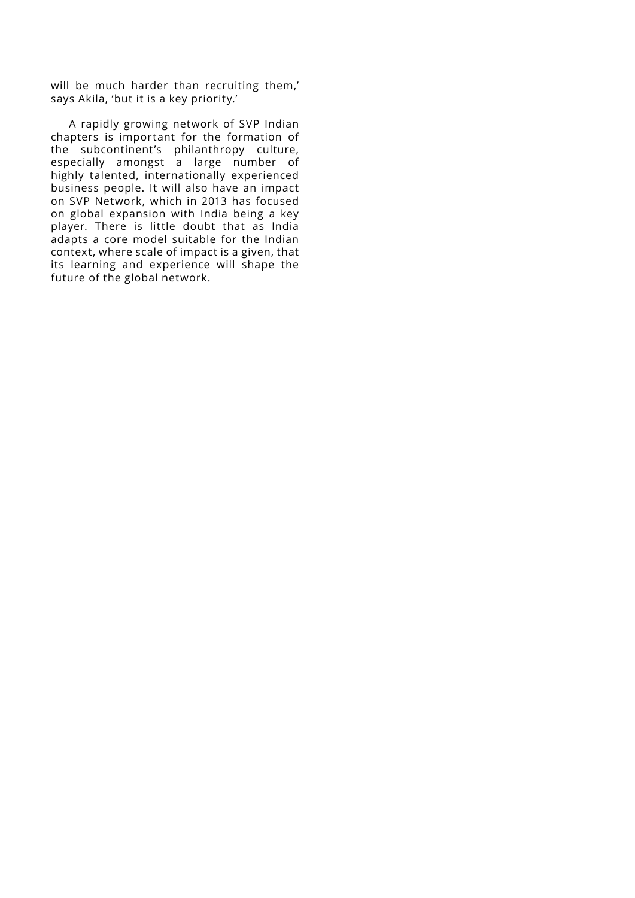will be much harder than recruiting them,' says Akila, 'but it is a key priority.'

A rapidly growing network of SVP Indian chapters is important for the formation of the subcontinent's philanthropy culture, especially amongst a large number of highly talented, internationally experienced business people. It will also have an impact on SVP Network, which in 2013 has focused on global expansion with India being a key player. There is little doubt that as India adapts a core model suitable for the Indian context, where scale of impact is a given, that its learning and experience will shape the future of the global network.